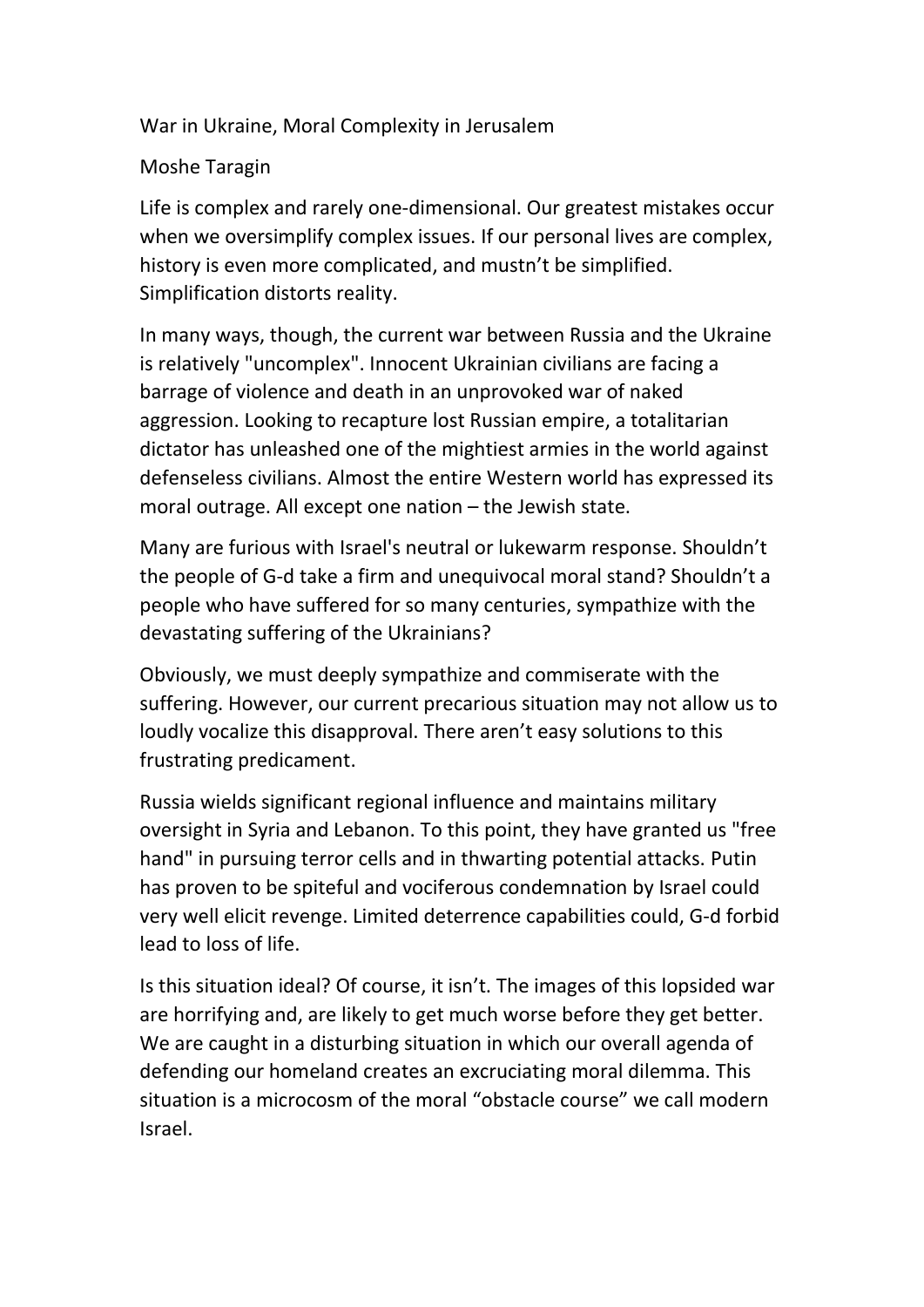# War in Ukraine, Moral Complexity in Jerusalem

Moshe Taragin

Life is complex and rarely one-dimensional. Our greatest mistakes occur when we oversimplify complex issues. If our personal lives are complex, history is even more complicated, and mustn't be simplified. Simplification distorts reality.

In many ways, though, the current war between Russia and the Ukraine is relatively "uncomplex". Innocent Ukrainian civilians are facing a barrage of violence and death in an unprovoked war of naked aggression. Looking to recapture lost Russian empire, a totalitarian dictator has unleashed one of the mightiest armies in the world against defenseless civilians. Almost the entire Western world has expressed its moral outrage. All except one nation – the Jewish state.

Many are furious with Israel's neutral or lukewarm response. Shouldn't the people of G-d take a firm and unequivocal moral stand? Shouldn't a people who have suffered for so many centuries, sympathize with the devastating suffering of the Ukrainians?

Obviously, we must deeply sympathize and commiserate with the suffering. However, our current precarious situation may not allow us to loudly vocalize this disapproval. There aren't easy solutions to this frustrating predicament.

Russia wields significant regional influence and maintains military oversight in Syria and Lebanon. To this point, they have granted us "free hand" in pursuing terror cells and in thwarting potential attacks. Putin has proven to be spiteful and vociferous condemnation by Israel could very well elicit revenge. Limited deterrence capabilities could, G-d forbid lead to loss of life.

Is this situation ideal? Of course, it isn't. The images of this lopsided war are horrifying and, are likely to get much worse before they get better. We are caught in a disturbing situation in which our overall agenda of defending our homeland creates an excruciating moral dilemma. This situation is a microcosm of the moral "obstacle course" we call modern Israel.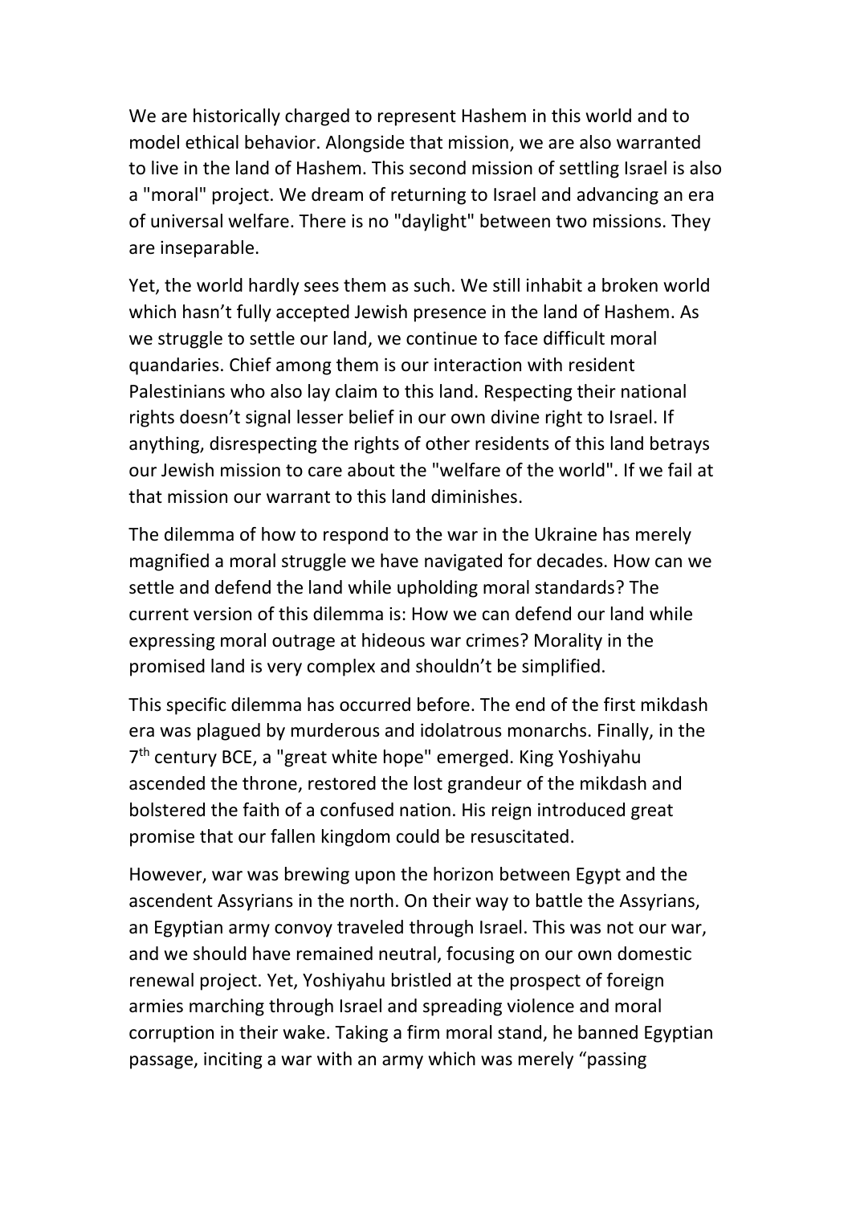We are historically charged to represent Hashem in this world and to model ethical behavior. Alongside that mission, we are also warranted to live in the land of Hashem. This second mission of settling Israel is also a "moral" project. We dream of returning to Israel and advancing an era of universal welfare. There is no "daylight" between two missions. They are inseparable.

Yet, the world hardly sees them as such. We still inhabit a broken world which hasn't fully accepted Jewish presence in the land of Hashem. As we struggle to settle our land, we continue to face difficult moral quandaries. Chief among them is our interaction with resident Palestinians who also lay claim to this land. Respecting their national rights doesn't signal lesser belief in our own divine right to Israel. If anything, disrespecting the rights of other residents of this land betrays our Jewish mission to care about the "welfare of the world". If we fail at that mission our warrant to this land diminishes.

The dilemma of how to respond to the war in the Ukraine has merely magnified a moral struggle we have navigated for decades. How can we settle and defend the land while upholding moral standards? The current version of this dilemma is: How we can defend our land while expressing moral outrage at hideous war crimes? Morality in the promised land is very complex and shouldn't be simplified.

This specific dilemma has occurred before. The end of the first mikdash era was plagued by murderous and idolatrous monarchs. Finally, in the 7th century BCE, a "great white hope" emerged. King Yoshiyahu ascended the throne, restored the lost grandeur of the mikdash and bolstered the faith of a confused nation. His reign introduced great promise that our fallen kingdom could be resuscitated.

However, war was brewing upon the horizon between Egypt and the ascendent Assyrians in the north. On their way to battle the Assyrians, an Egyptian army convoy traveled through Israel. This was not our war, and we should have remained neutral, focusing on our own domestic renewal project. Yet, Yoshiyahu bristled at the prospect of foreign armies marching through Israel and spreading violence and moral corruption in their wake. Taking a firm moral stand, he banned Egyptian passage, inciting a war with an army which was merely "passing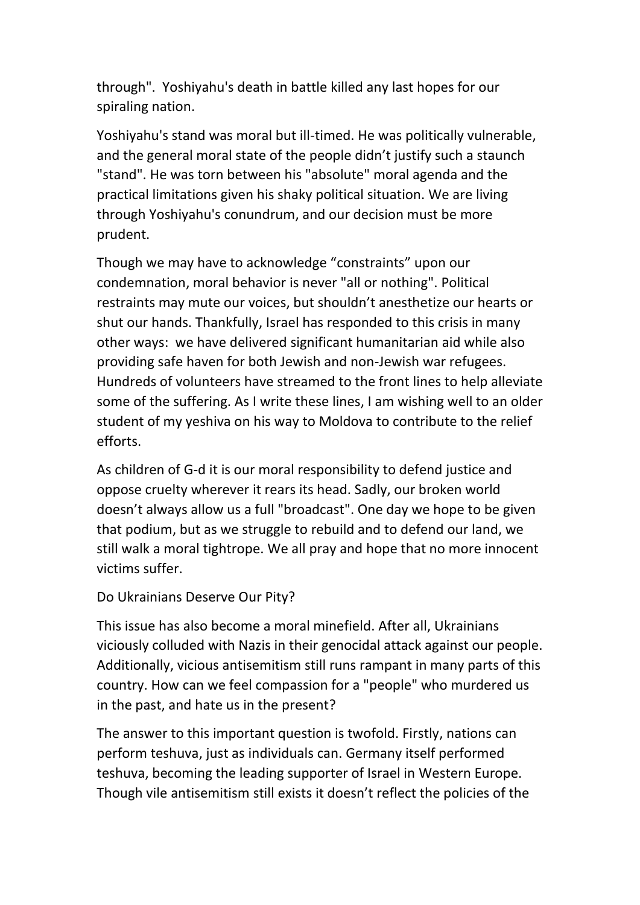through". Yoshiyahu's death in battle killed any last hopes for our spiraling nation.

Yoshiyahu's stand was moral but ill-timed. He was politically vulnerable, and the general moral state of the people didn't justify such a staunch "stand". He was torn between his "absolute" moral agenda and the practical limitations given his shaky political situation. We are living through Yoshiyahu's conundrum, and our decision must be more prudent.

Though we may have to acknowledge "constraints" upon our condemnation, moral behavior is never "all or nothing". Political restraints may mute our voices, but shouldn't anesthetize our hearts or shut our hands. Thankfully, Israel has responded to this crisis in many other ways: we have delivered significant humanitarian aid while also providing safe haven for both Jewish and non-Jewish war refugees. Hundreds of volunteers have streamed to the front lines to help alleviate some of the suffering. As I write these lines, I am wishing well to an older student of my yeshiva on his way to Moldova to contribute to the relief efforts.

As children of G-d it is our moral responsibility to defend justice and oppose cruelty wherever it rears its head. Sadly, our broken world doesn't always allow us a full "broadcast". One day we hope to be given that podium, but as we struggle to rebuild and to defend our land, we still walk a moral tightrope. We all pray and hope that no more innocent victims suffer.

## Do Ukrainians Deserve Our Pity?

This issue has also become a moral minefield. After all, Ukrainians viciously colluded with Nazis in their genocidal attack against our people. Additionally, vicious antisemitism still runs rampant in many parts of this country. How can we feel compassion for a "people" who murdered us in the past, and hate us in the present?

The answer to this important question is twofold. Firstly, nations can perform teshuva, just as individuals can. Germany itself performed teshuva, becoming the leading supporter of Israel in Western Europe. Though vile antisemitism still exists it doesn't reflect the policies of the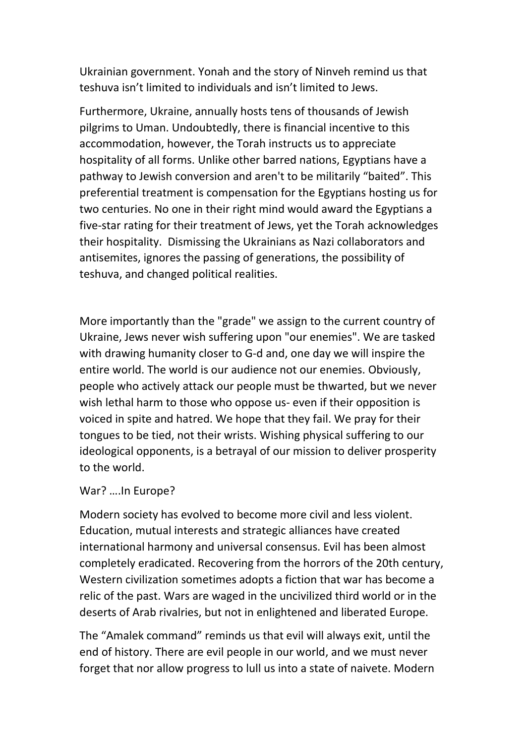Ukrainian government. Yonah and the story of Ninveh remind us that teshuva isn't limited to individuals and isn't limited to Jews.

Furthermore, Ukraine, annually hosts tens of thousands of Jewish pilgrims to Uman. Undoubtedly, there is financial incentive to this accommodation, however, the Torah instructs us to appreciate hospitality of all forms. Unlike other barred nations, Egyptians have a pathway to Jewish conversion and aren't to be militarily "baited". This preferential treatment is compensation for the Egyptians hosting us for two centuries. No one in their right mind would award the Egyptians a five-star rating for their treatment of Jews, yet the Torah acknowledges their hospitality. Dismissing the Ukrainians as Nazi collaborators and antisemites, ignores the passing of generations, the possibility of teshuva, and changed political realities.

More importantly than the "grade" we assign to the current country of Ukraine, Jews never wish suffering upon "our enemies". We are tasked with drawing humanity closer to G-d and, one day we will inspire the entire world. The world is our audience not our enemies. Obviously, people who actively attack our people must be thwarted, but we never wish lethal harm to those who oppose us- even if their opposition is voiced in spite and hatred. We hope that they fail. We pray for their tongues to be tied, not their wrists. Wishing physical suffering to our ideological opponents, is a betrayal of our mission to deliver prosperity to the world.

War? ….In Europe?

Modern society has evolved to become more civil and less violent. Education, mutual interests and strategic alliances have created international harmony and universal consensus. Evil has been almost completely eradicated. Recovering from the horrors of the 20th century, Western civilization sometimes adopts a fiction that war has become a relic of the past. Wars are waged in the uncivilized third world or in the deserts of Arab rivalries, but not in enlightened and liberated Europe.

The "Amalek command" reminds us that evil will always exit, until the end of history. There are evil people in our world, and we must never forget that nor allow progress to lull us into a state of naivete. Modern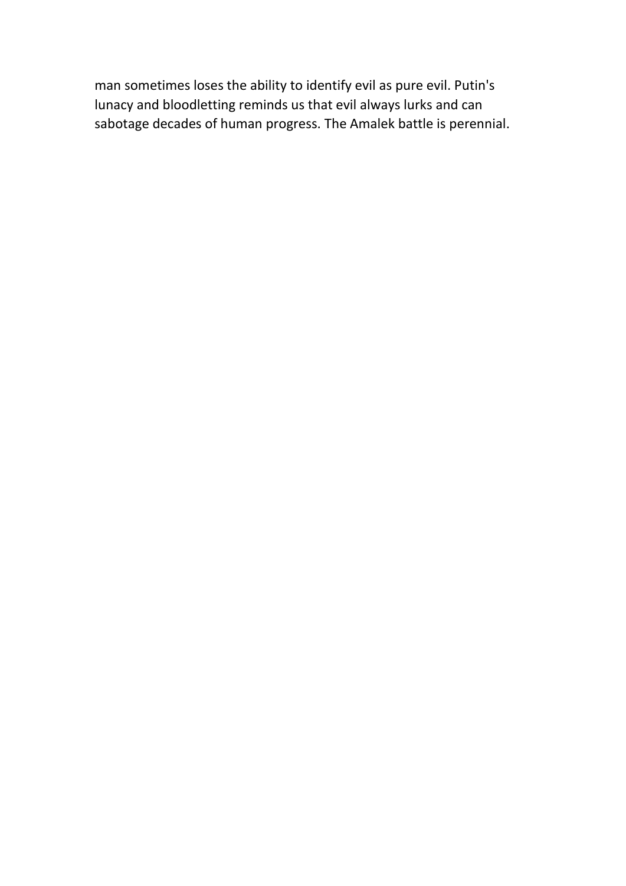man sometimes loses the ability to identify evil as pure evil. Putin's lunacy and bloodletting reminds us that evil always lurks and can sabotage decades of human progress. The Amalek battle is perennial.